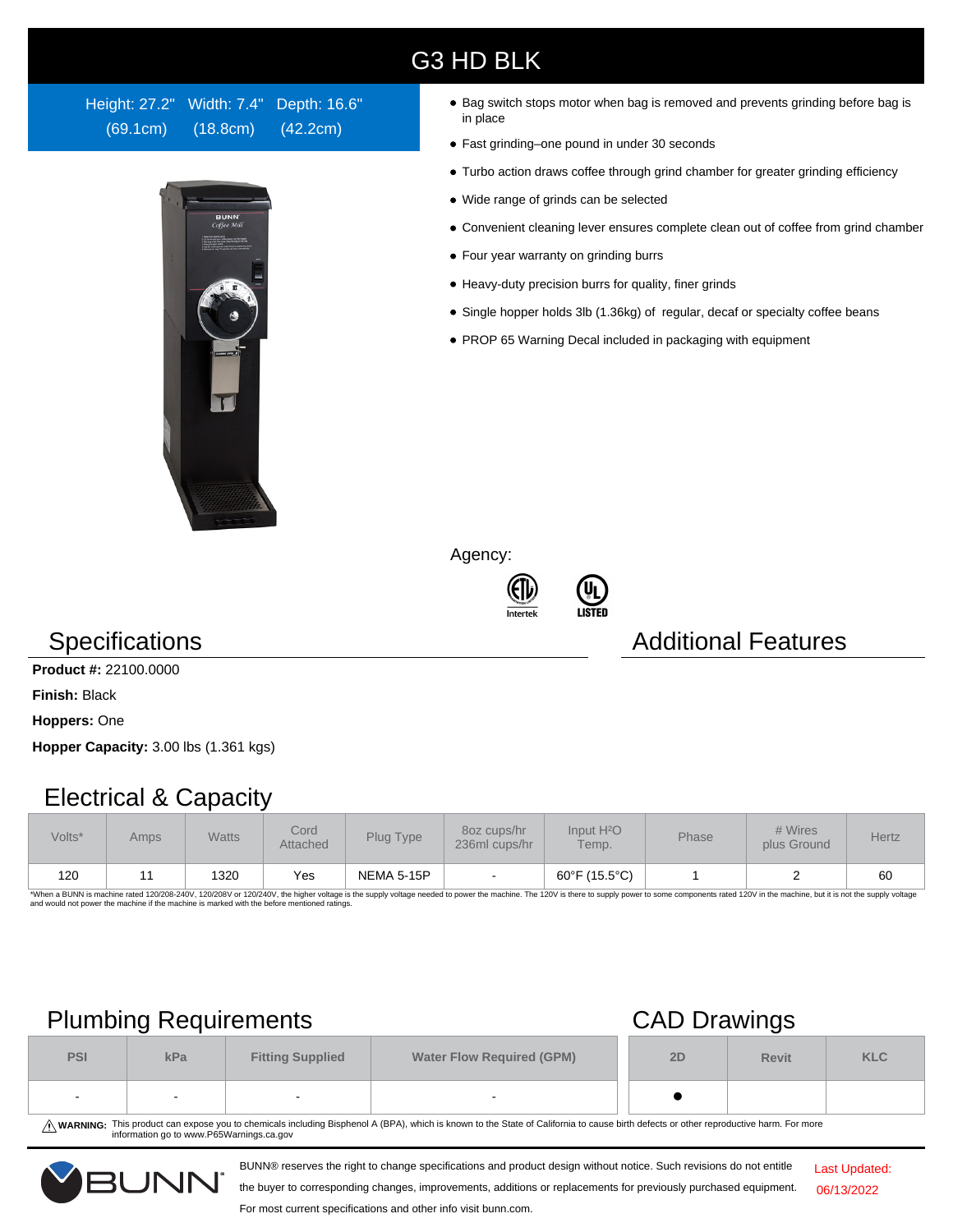# G3 HD BLK

Height: 27.2" (69.1cm) Width: 7.4" (18.8cm) Depth: 16.6" (42.2cm)

- Bag switch stops motor when bag is removed and prevents grinding before bag is in place
- Fast grinding–one pound in under 30 seconds
- Turbo action draws coffee through grind chamber for greater grinding efficiency
- Wide range of grinds can be selected
- Convenient cleaning lever ensures complete clean out of coffee from grind chamber
- Four year warranty on grinding burrs
- Heavy-duty precision burrs for quality, finer grinds
- Single hopper holds 3lb (1.36kg) of regular, decaf or specialty coffee beans
- PROP 65 Warning Decal included in packaging with equipment

Agency:

Intertek
LISTED

## Specifications

**Product #:** 22100.0000

**Finish:** Black

**Hoppers:** One

**Hopper Capacity:** 3.00 lbs (1.361 kgs)

## Additional Features

## Electrical & Capacity

| Volts* | Amps | Watts | Cord Attached | Plug Type | 8oz cups/hr 236ml cups/hr | Input $H_2O$ Temp. | Phase | # Wires plus Ground | Hertz |
|---|---|---|---|---|---|---|---|---|---|
| 120 | 11 | 1320 | Yes | NEMA 5-15P | - | 60°F (15.5°C) | 1 | 2 | 60 |

*When a BUNN is machine rated 120/208-240V, 120/208V or 120/240V, the higher voltage is the supply voltage needed to power the machine. The 120V is there to supply power to some components rated 120V in the machine, but it is not the supply voltage and would not power the machine if the machine is marked with the before mentioned ratings.

## Plumbing Requirements

| PSI | kPa | Fitting Supplied | Water Flow Required (GPM) |
|---|---|---|---|
| - | - | - | - |

## CAD Drawings

| 2D | Revit | KLC |
|---|---|---|
| ● | | |

⚠ **WARNING:** This product can expose you to chemicals including Bisphenol A (BPA), which is known to the State of California to cause birth defects or other reproductive harm. For more information go to www.P65Warnings.ca.gov

BUNN® reserves the right to change specifications and product design without notice. Such revisions do not entitle the buyer to corresponding changes, improvements, additions or replacements for previously purchased equipment. For most current specifications and other info visit bunn.com.

Last Updated: 06/13/2022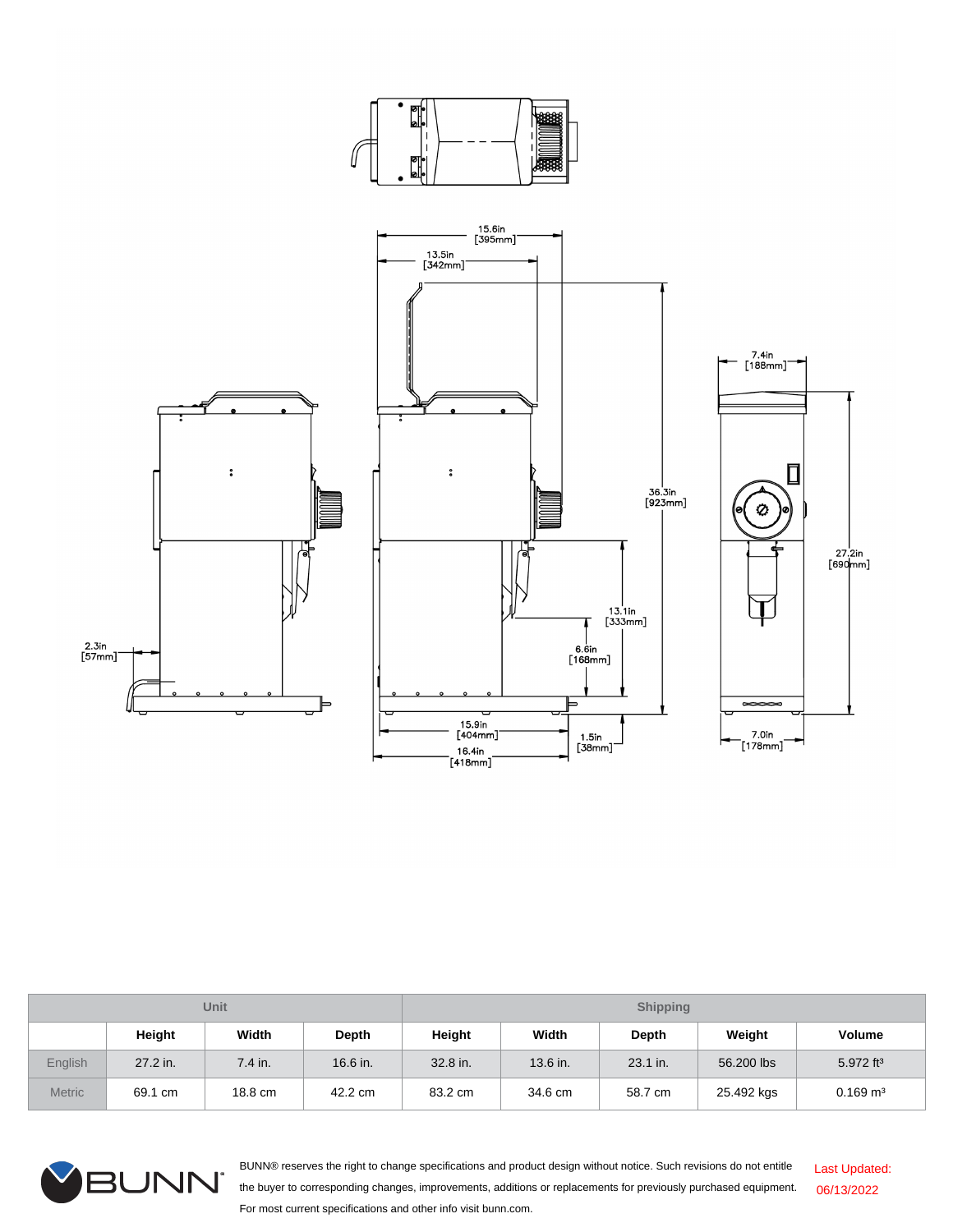| Unit | | | | Shipping | | | | |
|---|---|---|---|---|---|---|---|---|
| | Height | Width | Depth | Height | Width | Depth | Weight | Volume |
| English | 27.2 in. | 7.4 in. | 16.6 in. | 32.8 in. | 13.6 in. | 23.1 in. | 56.200 lbs | 5.972 ft³ |
| Metric | 69.1 cm | 18.8 cm | 42.2 cm | 83.2 cm | 34.6 cm | 58.7 cm | 25.492 kgs | 0.169 m³ |

BUNN® reserves the right to change specifications and product design without notice. Such revisions do not entitle the buyer to corresponding changes, improvements, additions or replacements for previously purchased equipment. For most current specifications and other info visit bunn.com.

Last Updated: 06/13/2022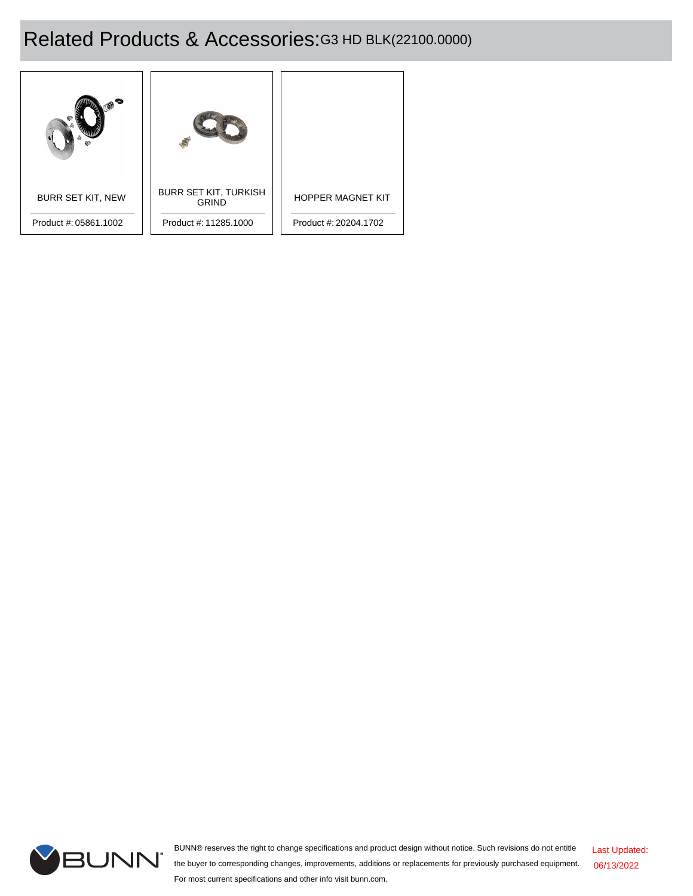# Related Products & Accessories: G3 HD BLK(22100.0000)

| BURR SET KIT, NEW | BURR SET KIT, TURKISH GRIND | HOPPER MAGNET KIT |
|---|---|---|
| Product #: 05861.1002 | Product #: 11285.1000 | Product #: 20204.1702 |

BUNN® reserves the right to change specifications and product design without notice. Such revisions do not entitle the buyer to corresponding changes, improvements, additions or replacements for previously purchased equipment. For most current specifications and other info visit bunn.com.

Last Updated: 06/13/2022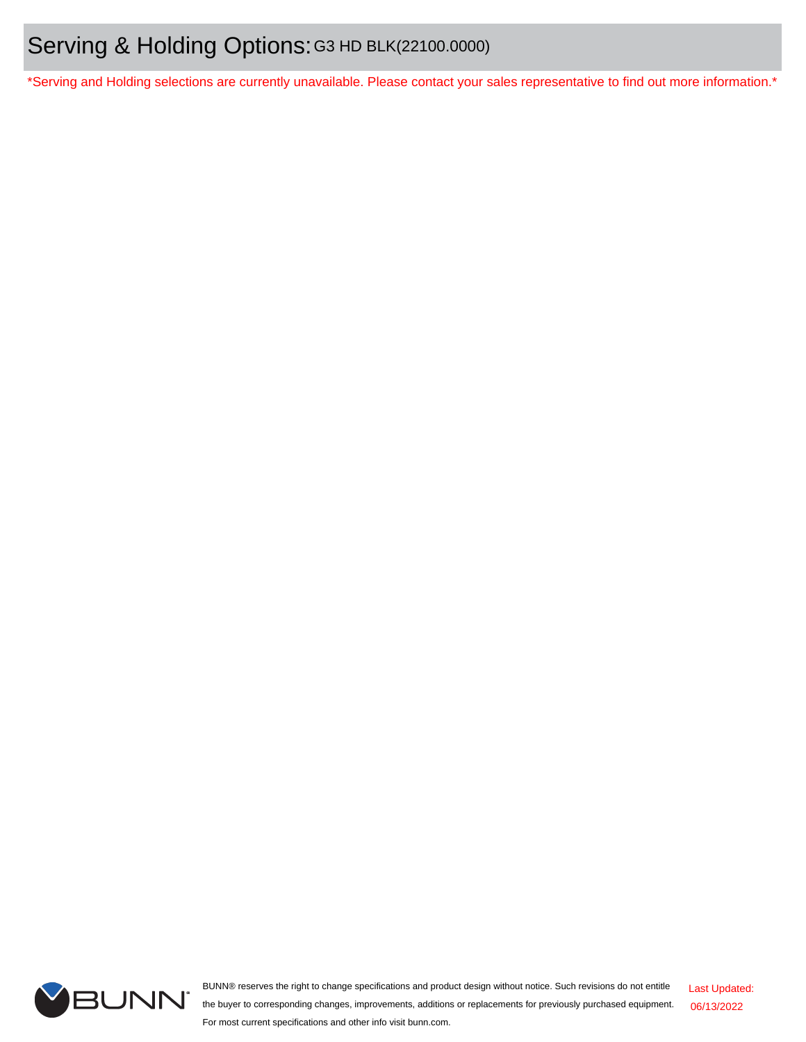# Serving & Holding Options: G3 HD BLK(22100.0000)

*Serving and Holding selections are currently unavailable. Please contact your sales representative to find out more information.*

BUNN® reserves the right to change specifications and product design without notice. Such revisions do not entitle the buyer to corresponding changes, improvements, additions or replacements for previously purchased equipment. For most current specifications and other info visit bunn.com.

Last Updated: 06/13/2022